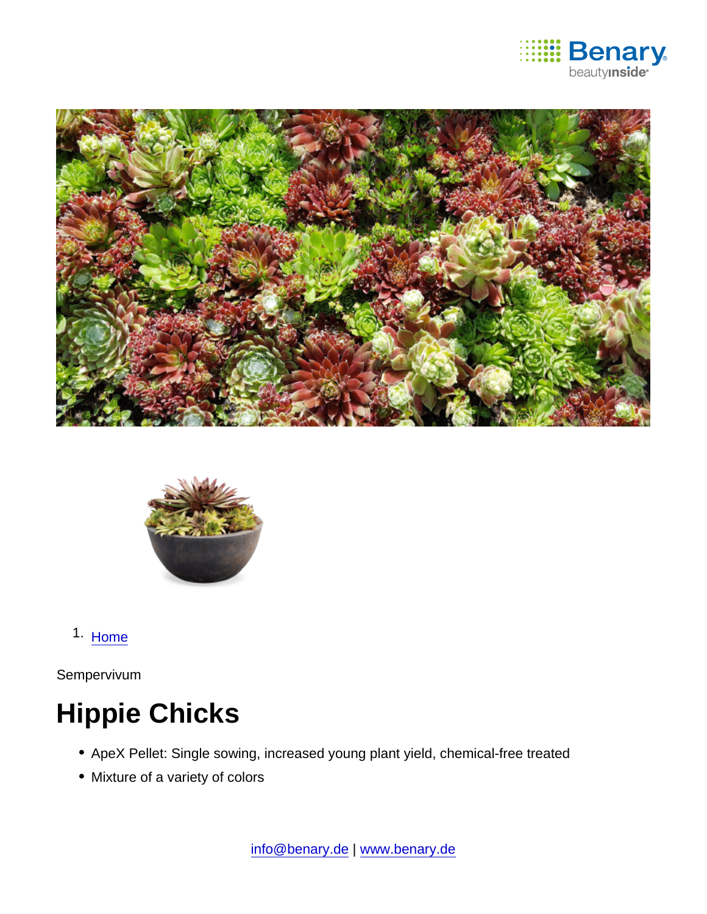1. Home

Sempervivum

# Hippie Chicks

- ApeX Pellet: Single sowing, increased young plant yield, chemical-free treated
- Mixture of a variety of colors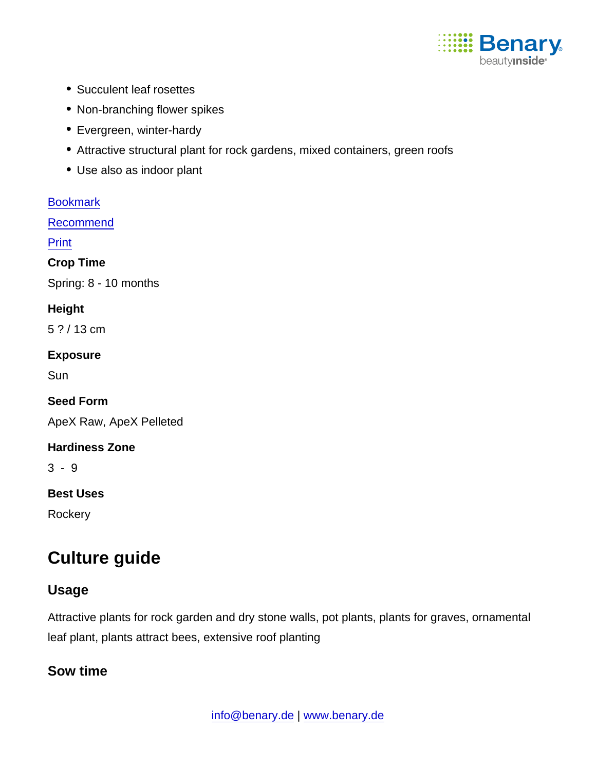- Succulent leaf rosettes
- Non-branching flower spikes
- Evergreen, winter-hardy
- Attractive structural plant for rock gardens, mixed containers, green roofs
- Use also as indoor plant

Bookmark

Recommend

Print

**Crop Time**

Spring: 8 - 10 months

**Height**

5 ? / 13 cm

**Exposure**

Sun

**Seed Form**

ApeX Raw, ApeX Pelleted

**Hardiness Zone**

3 - 9

**Best Uses**

Rockery

# Culture guide

## Usage

Attractive plants for rock garden and dry stone walls, pot plants, plants for graves, ornamental leaf plant, plants attract bees, extensive roof planting

## Sow time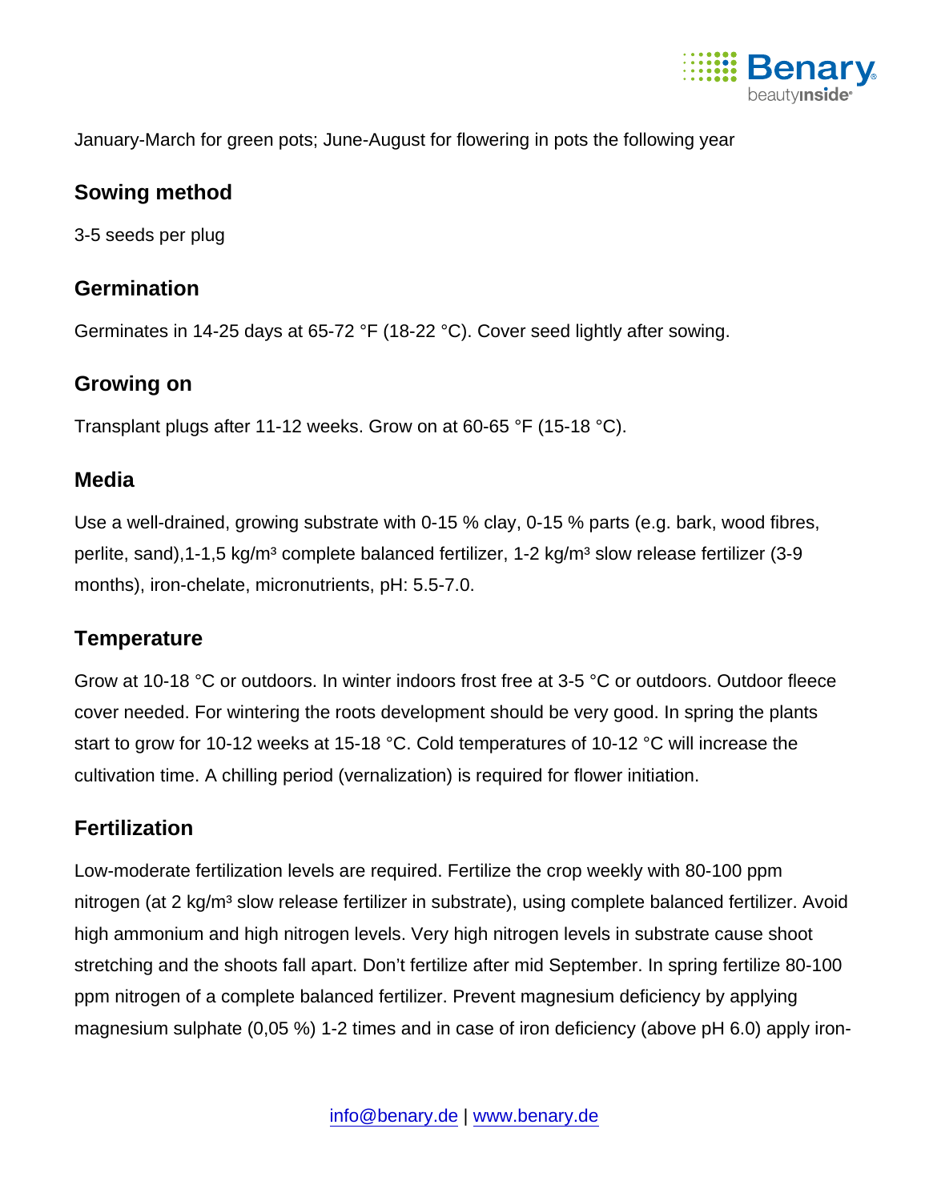January-March for green pots; June-August for flowering in pots the following year

## Sowing method

3-5 seeds per plug

## Germination

Germinates in 14-25 days at 65-72 °F (18-22 °C). Cover seed lightly after sowing.

## Growing on

Transplant plugs after 11-12 weeks. Grow on at 60-65 °F (15-18 °C).

## Media

Use a well-drained, growing substrate with 0-15 % clay, 0-15 % parts (e.g. bark, wood fibres, perlite, sand),1-1,5 kg/m³ complete balanced fertilizer, 1-2 kg/m³ slow release fertilizer (3-9 months), iron-chelate, micronutrients, pH: 5.5-7.0.

## Temperature

Grow at 10-18 °C or outdoors. In winter indoors frost free at 3-5 °C or outdoors. Outdoor fleece cover needed. For wintering the roots development should be very good. In spring the plants start to grow for 10-12 weeks at 15-18 °C. Cold temperatures of 10-12 °C will increase the cultivation time. A chilling period (vernalization) is required for flower initiation.

## Fertilization

Low-moderate fertilization levels are required. Fertilize the crop weekly with 80-100 ppm nitrogen (at 2 kg/m³ slow release fertilizer in substrate), using complete balanced fertilizer. Avoid high ammonium and high nitrogen levels. Very high nitrogen levels in substrate cause shoot stretching and the shoots fall apart. Don't fertilize after mid September. In spring fertilize 80-100 ppm nitrogen of a complete balanced fertilizer. Prevent magnesium deficiency by applying magnesium sulphate (0,05 %) 1-2 times and in case of iron deficiency (above pH 6.0) apply iron-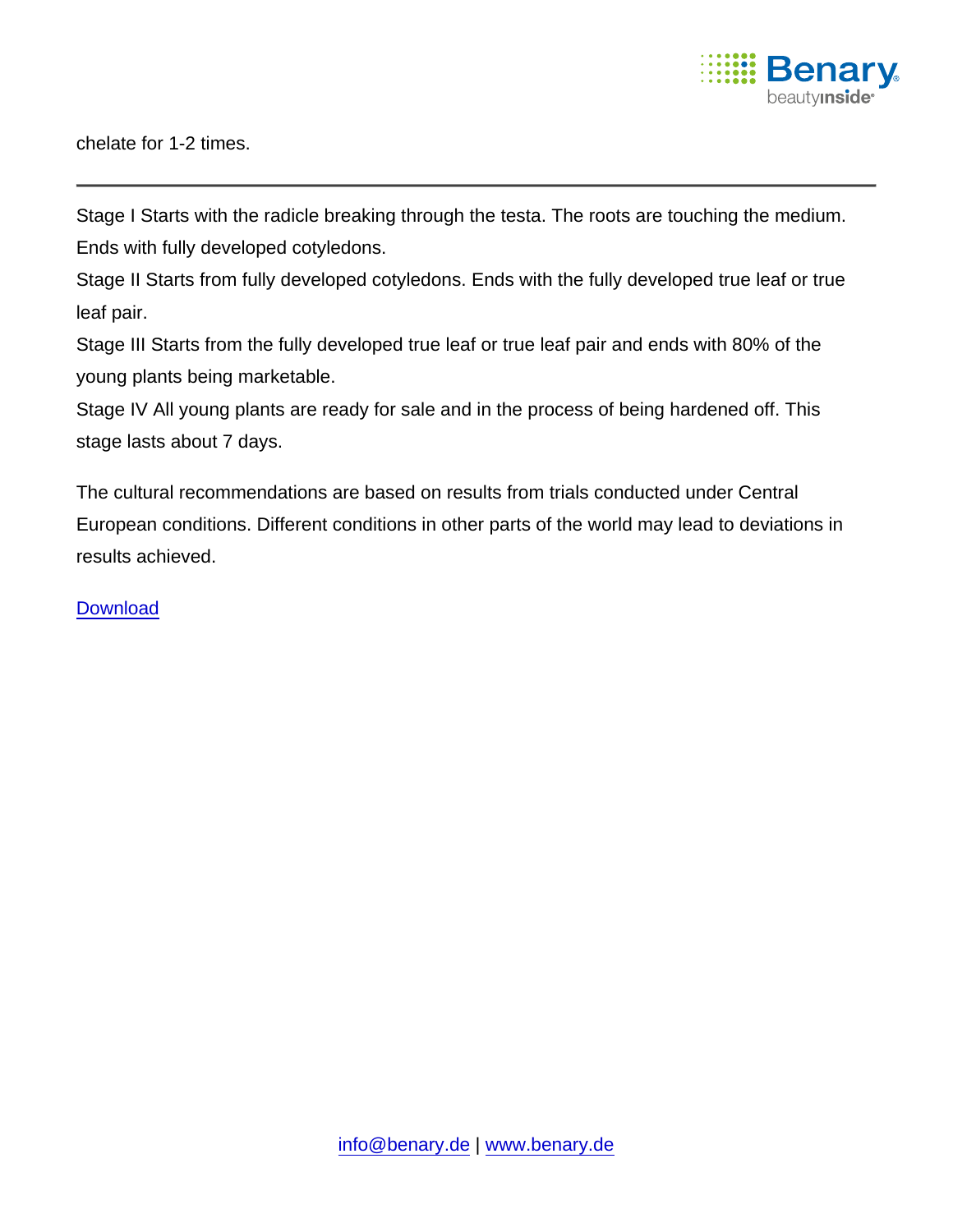chelate for 1-2 times.

---

Stage I Starts with the radicle breaking through the testa. The roots are touching the medium. Ends with fully developed cotyledons.
Stage II Starts from fully developed cotyledons. Ends with the fully developed true leaf or true leaf pair.
Stage III Starts from the fully developed true leaf or true leaf pair and ends with 80% of the young plants being marketable.
Stage IV All young plants are ready for sale and in the process of being hardened off. This stage lasts about 7 days.

The cultural recommendations are based on results from trials conducted under Central European conditions. Different conditions in other parts of the world may lead to deviations in results achieved.

Download